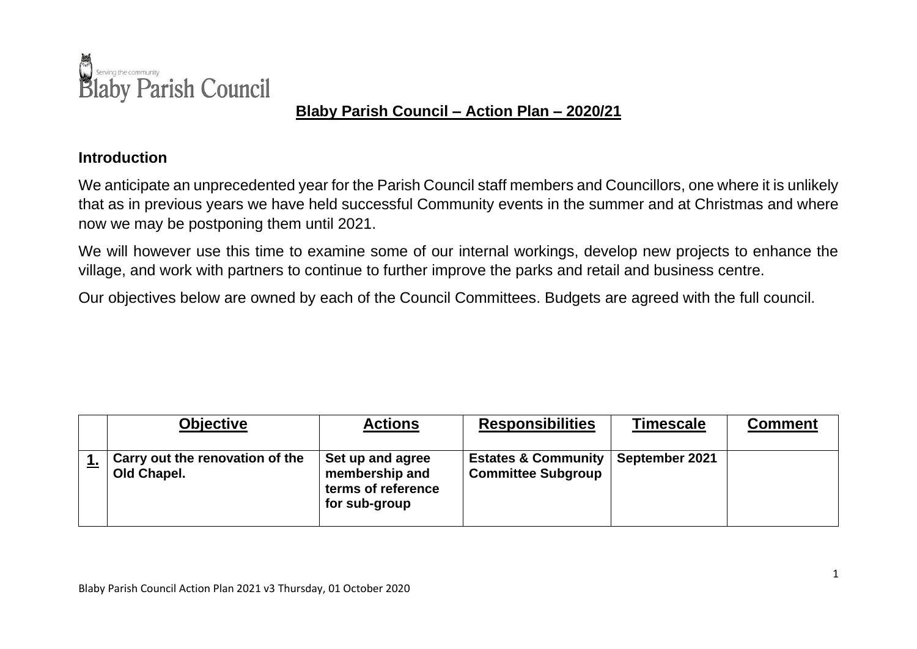Serving the community
Blaby Parish Council

## Blaby Parish Council – Action Plan – 2020/21

### Introduction

We anticipate an unprecedented year for the Parish Council staff members and Councillors, one where it is unlikely that as in previous years we have held successful Community events in the summer and at Christmas and where now we may be postponing them until 2021.

We will however use this time to examine some of our internal workings, develop new projects to enhance the village, and work with partners to continue to further improve the parks and retail and business centre.

Our objectives below are owned by each of the Council Committees. Budgets are agreed with the full council.

| | Objective | Actions | Responsibilities | Timescale | Comment |
|---|---|---|---|---|---|
| **1.** | **Carry out the renovation of the Old Chapel.** | **Set up and agree membership and terms of reference for sub-group** | **Estates & Community Committee Subgroup** | **September 2021** | |

Blaby Parish Council Action Plan 2021 v3 Thursday, 01 October 2020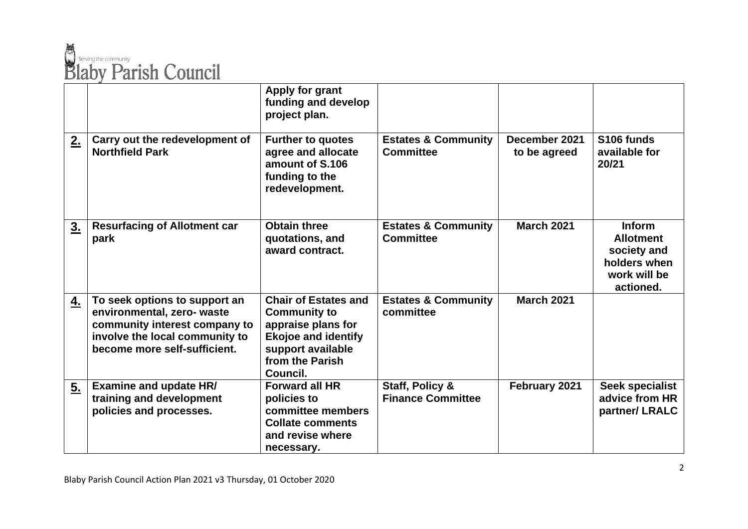| | | | | | |
|---|---|---|---|---|---|
| | | **Apply for grant funding and develop project plan.** | | | |
| **2.** | **Carry out the redevelopment of Northfield Park** | **Further to quotes agree and allocate amount of S.106 funding to the redevelopment.** | **Estates & Community Committee** | **December 2021 to be agreed** | **S106 funds available for 20/21** |
| **3.** | **Resurfacing of Allotment car park** | **Obtain three quotations, and award contract.** | **Estates & Community Committee** | **March 2021** | **Inform Allotment society and holders when work will be actioned.** |
| **4.** | **To seek options to support an environmental, zero- waste community interest company to involve the local community to become more self-sufficient.** | **Chair of Estates and Community to appraise plans for Ekojoe and identify support available from the Parish Council.** | **Estates & Community committee** | **March 2021** | |
| **5.** | **Examine and update HR/ training and development policies and processes.** | **Forward all HR policies to committee members Collate comments and revise where necessary.** | **Staff, Policy & Finance Committee** | **February 2021** | **Seek specialist advice from HR partner/ LRALC** |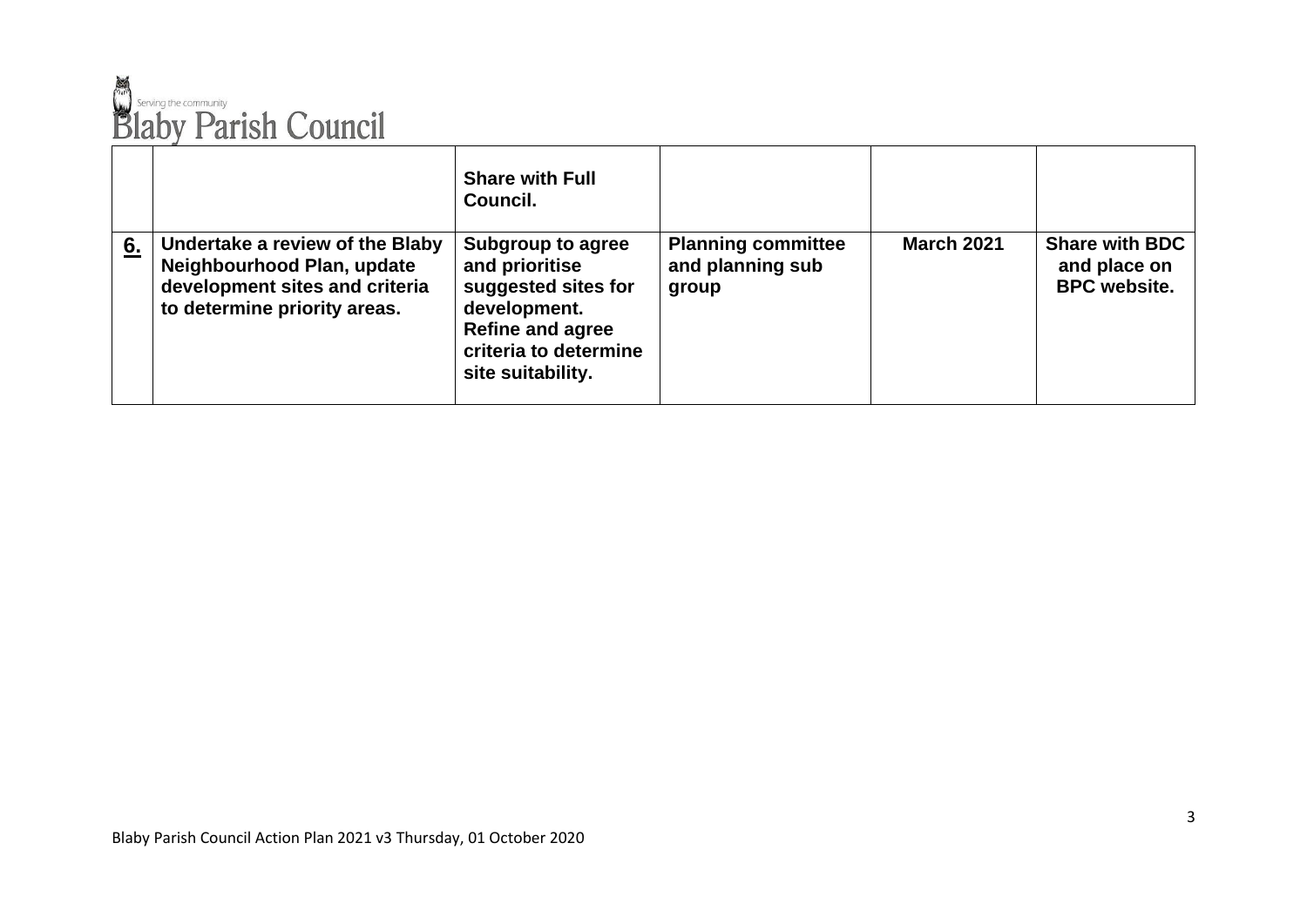| | | | | | |
|---|---|---|---|---|---|
| | | **Share with Full Council.** | | | |
| **6.** | **Undertake a review of the Blaby Neighbourhood Plan, update development sites and criteria to determine priority areas.** | **Subgroup to agree and prioritise suggested sites for development. Refine and agree criteria to determine site suitability.** | **Planning committee and planning sub group** | **March 2021** | **Share with BDC and place on BPC website.** |